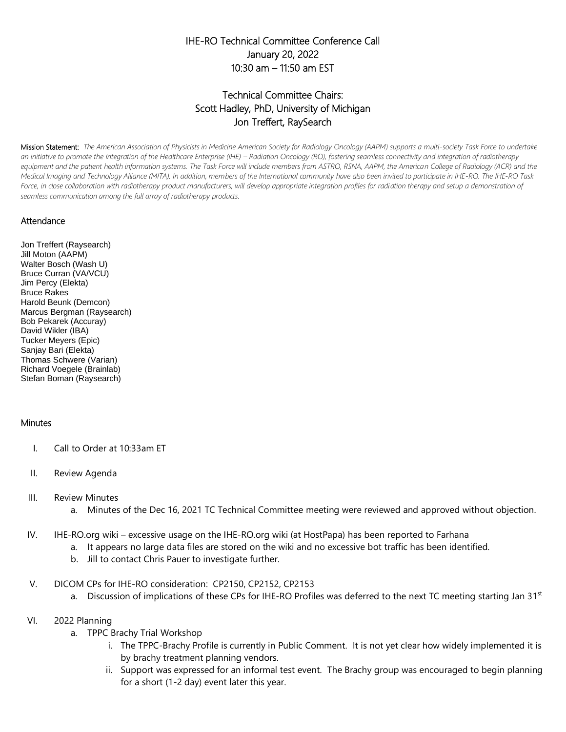# IHE-RO Technical Committee Conference Call
## January 20, 2022
## 10:30 am – 11:50 am EST

## Technical Committee Chairs:
## Scott Hadley, PhD, University of Michigan
## Jon Treffert, RaySearch

**Mission Statement:** *The American Association of Physicists in Medicine American Society for Radiology Oncology (AAPM) supports a multi-society Task Force to undertake an initiative to promote the Integration of the Healthcare Enterprise (IHE) – Radiation Oncology (RO), fostering seamless connectivity and integration of radiotherapy equipment and the patient health information systems. The Task Force will include members from ASTRO, RSNA, AAPM, the American College of Radiology (ACR) and the Medical Imaging and Technology Alliance (MITA). In addition, members of the International community have also been invited to participate in IHE-RO. The IHE-RO Task Force, in close collaboration with radiotherapy product manufacturers, will develop appropriate integration profiles for radiation therapy and setup a demonstration of seamless communication among the full array of radiotherapy products.*

### Attendance

Jon Treffert (Raysearch)
Jill Moton (AAPM)
Walter Bosch (Wash U)
Bruce Curran (VA/VCU)
Jim Percy (Elekta)
Bruce Rakes
Harold Beunk (Demcon)
Marcus Bergman (Raysearch)
Bob Pekarek (Accuray)
David Wikler (IBA)
Tucker Meyers (Epic)
Sanjay Bari (Elekta)
Thomas Schwere (Varian)
Richard Voegele (Brainlab)
Stefan Boman (Raysearch)

### Minutes

I. Call to Order at 10:33am ET

II. Review Agenda

III. Review Minutes
   a. Minutes of the Dec 16, 2021 TC Technical Committee meeting were reviewed and approved without objection.

IV. IHE-RO.org wiki – excessive usage on the IHE-RO.org wiki (at HostPapa) has been reported to Farhana
   a. It appears no large data files are stored on the wiki and no excessive bot traffic has been identified.
   b. Jill to contact Chris Pauer to investigate further.

V. DICOM CPs for IHE-RO consideration: CP2150, CP2152, CP2153
   a. Discussion of implications of these CPs for IHE-RO Profiles was deferred to the next TC meeting starting Jan 31st

VI. 2022 Planning
   a. TPPC Brachy Trial Workshop
      i. The TPPC-Brachy Profile is currently in Public Comment. It is not yet clear how widely implemented it is by brachy treatment planning vendors.
      ii. Support was expressed for an informal test event. The Brachy group was encouraged to begin planning for a short (1-2 day) event later this year.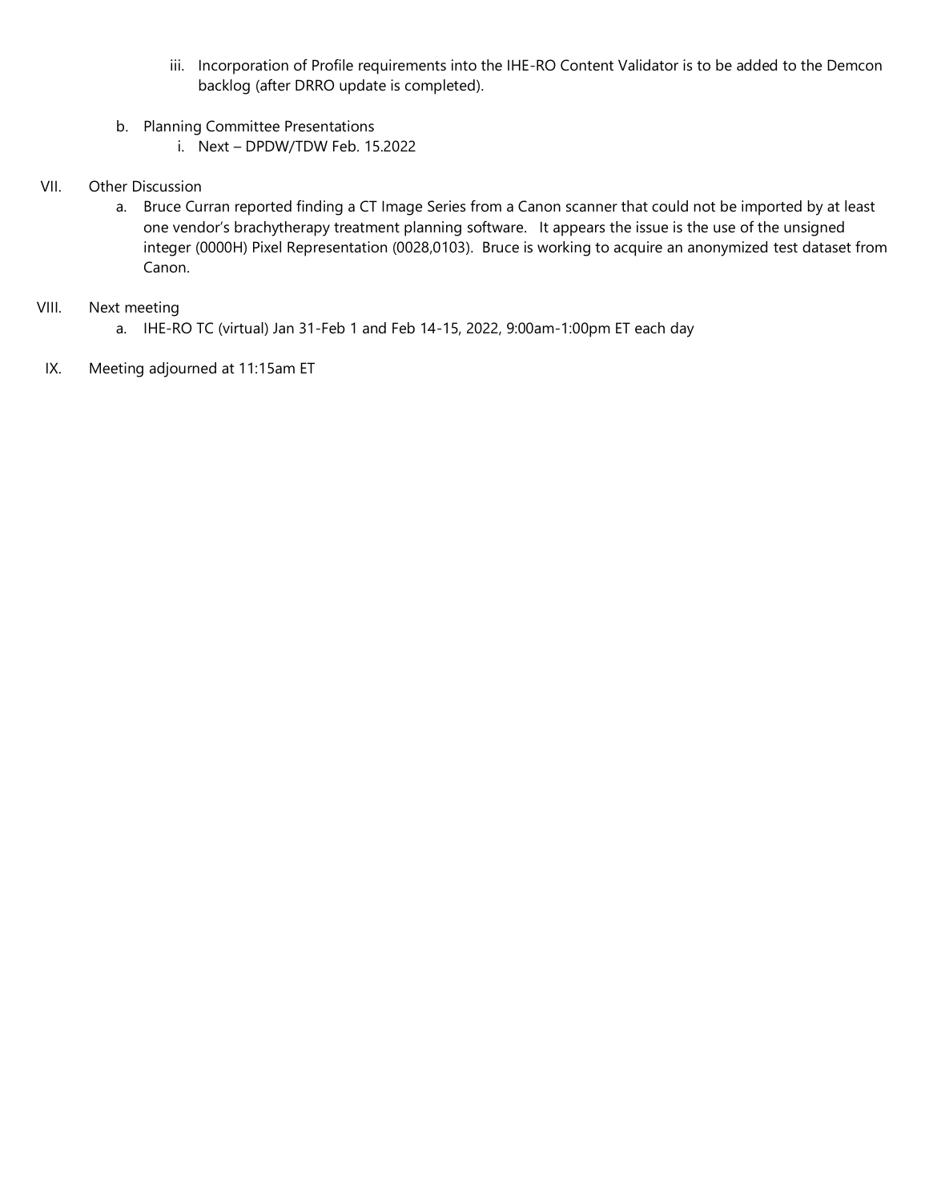iii. Incorporation of Profile requirements into the IHE-RO Content Validator is to be added to the Demcon backlog (after DRRO update is completed).

b. Planning Committee Presentations

   i. Next – DPDW/TDW Feb. 15.2022

VII. Other Discussion

   a. Bruce Curran reported finding a CT Image Series from a Canon scanner that could not be imported by at least one vendor's brachytherapy treatment planning software. It appears the issue is the use of the unsigned integer (0000H) Pixel Representation (0028,0103). Bruce is working to acquire an anonymized test dataset from Canon.

VIII. Next meeting

   a. IHE-RO TC (virtual) Jan 31-Feb 1 and Feb 14-15, 2022, 9:00am-1:00pm ET each day

IX. Meeting adjourned at 11:15am ET